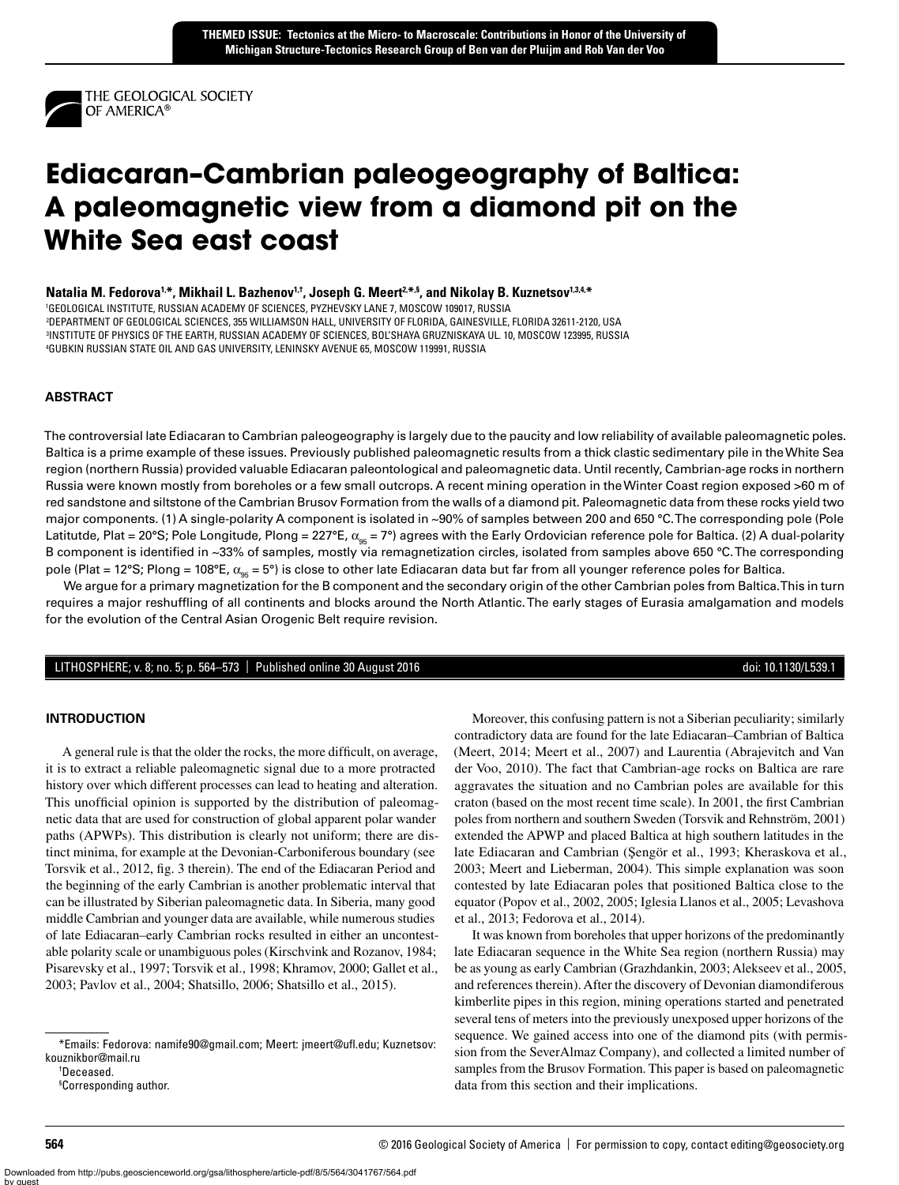THEMED ISSUE: Tectonics at the Micro- to Macroscale: Contributions in Honor of the University of Michigan Structure-Tectonics Research Group of Ben van der Pluijm and Rob Van der Voo

# Ediacaran–Cambrian paleogeography of Baltica: A paleomagnetic view from a diamond pit on the White Sea east coast

**Natalia M. Fedorova[1,*], Mikhail L. Bazhenov[1,†], Joseph G. Meert[2,*,§], and Nikolay B. Kuznetsov[1,3,4,*]**

[1]GEOLOGICAL INSTITUTE, RUSSIAN ACADEMY OF SCIENCES, PYZHEVSKY LANE 7, MOSCOW 109017, RUSSIA
[2]DEPARTMENT OF GEOLOGICAL SCIENCES, 355 WILLIAMSON HALL, UNIVERSITY OF FLORIDA, GAINESVILLE, FLORIDA 32611-2120, USA
[3]INSTITUTE OF PHYSICS OF THE EARTH, RUSSIAN ACADEMY OF SCIENCES, BOL'SHAYA GRUZNISKAYA UL. 10, MOSCOW 123995, RUSSIA
[4]GUBKIN RUSSIAN STATE OIL AND GAS UNIVERSITY, LENINSKY AVENUE 65, MOSCOW 119991, RUSSIA

## ABSTRACT

The controversial late Ediacaran to Cambrian paleogeography is largely due to the paucity and low reliability of available paleomagnetic poles. Baltica is a prime example of these issues. Previously published paleomagnetic results from a thick clastic sedimentary pile in the White Sea region (northern Russia) provided valuable Ediacaran paleontological and paleomagnetic data. Until recently, Cambrian-age rocks in northern Russia were known mostly from boreholes or a few small outcrops. A recent mining operation in the Winter Coast region exposed >60 m of red sandstone and siltstone of the Cambrian Brusov Formation from the walls of a diamond pit. Paleomagnetic data from these rocks yield two major components. (1) A single-polarity A component is isolated in ~90% of samples between 200 and 650 °C. The corresponding pole (Pole Latitutde, Plat = 20°S; Pole Longitude, Plong = 227°E, $\alpha_{95}$ = 7°) agrees with the Early Ordovician reference pole for Baltica. (2) A dual-polarity B component is identified in ~33% of samples, mostly via remagnetization circles, isolated from samples above 650 °C. The corresponding pole (Plat = 12°S; Plong = 108°E, $\alpha_{95}$ = 5°) is close to other late Ediacaran data but far from all younger reference poles for Baltica.

We argue for a primary magnetization for the B component and the secondary origin of the other Cambrian poles from Baltica. This in turn requires a major reshuffling of all continents and blocks around the North Atlantic. The early stages of Eurasia amalgamation and models for the evolution of the Central Asian Orogenic Belt require revision.

LITHOSPHERE; v. 8; no. 5; p. 564–573 | Published online 30 August 2016 doi: 10.1130/L539.1

## INTRODUCTION

A general rule is that the older the rocks, the more difficult, on average, it is to extract a reliable paleomagnetic signal due to a more protracted history over which different processes can lead to heating and alteration. This unofficial opinion is supported by the distribution of paleomagnetic data that are used for construction of global apparent polar wander paths (APWPs). This distribution is clearly not uniform; there are distinct minima, for example at the Devonian-Carboniferous boundary (see Torsvik et al., 2012, fig. 3 therein). The end of the Ediacaran Period and the beginning of the early Cambrian is another problematic interval that can be illustrated by Siberian paleomagnetic data. In Siberia, many good middle Cambrian and younger data are available, while numerous studies of late Ediacaran–early Cambrian rocks resulted in either an uncontestable polarity scale or unambiguous poles (Kirschvink and Rozanov, 1984; Pisarevsky et al., 1997; Torsvik et al., 1998; Khramov, 2000; Gallet et al., 2003; Pavlov et al., 2004; Shatsillo, 2006; Shatsillo et al., 2015).

Moreover, this confusing pattern is not a Siberian peculiarity; similarly contradictory data are found for the late Ediacaran–Cambrian of Baltica (Meert, 2014; Meert et al., 2007) and Laurentia (Abrajevitch and Van der Voo, 2010). The fact that Cambrian-age rocks on Baltica are rare aggravates the situation and no Cambrian poles are available for this craton (based on the most recent time scale). In 2001, the first Cambrian poles from northern and southern Sweden (Torsvik and Rehnström, 2001) extended the APWP and placed Baltica at high southern latitudes in the late Ediacaran and Cambrian (Şengör et al., 1993; Kheraskova et al., 2003; Meert and Lieberman, 2004). This simple explanation was soon contested by late Ediacaran poles that positioned Baltica close to the equator (Popov et al., 2002, 2005; Iglesia Llanos et al., 2005; Levashova et al., 2013; Fedorova et al., 2014).

It was known from boreholes that upper horizons of the predominantly late Ediacaran sequence in the White Sea region (northern Russia) may be as young as early Cambrian (Grazhdankin, 2003; Alekseev et al., 2005, and references therein). After the discovery of Devonian diamondiferous kimberlite pipes in this region, mining operations started and penetrated several tens of meters into the previously unexposed upper horizons of the sequence. We gained access into one of the diamond pits (with permission from the SeverAlmaz Company), and collected a limited number of samples from the Brusov Formation. This paper is based on paleomagnetic data from this section and their implications.

*Emails: Fedorova: namife90@gmail.com; Meert: jmeert@ufl.edu; Kuznetsov: kouznikbor@mail.ru
†Deceased.
§Corresponding author.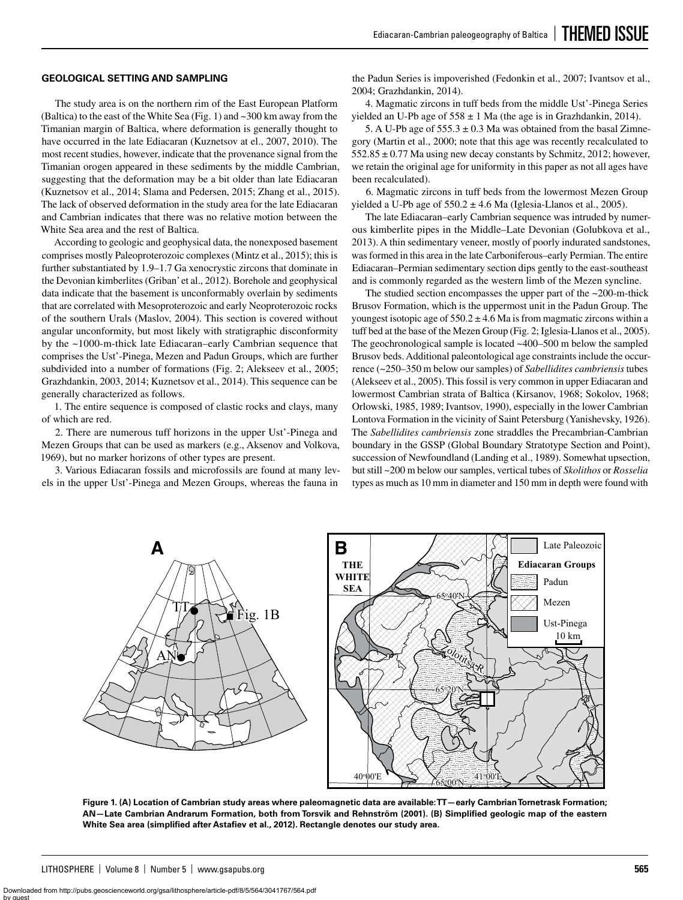## GEOLOGICAL SETTING AND SAMPLING

The study area is on the northern rim of the East European Platform (Baltica) to the east of the White Sea (Fig. 1) and ~300 km away from the Timanian margin of Baltica, where deformation is generally thought to have occurred in the late Ediacaran (Kuznetsov at el., 2007, 2010). The most recent studies, however, indicate that the provenance signal from the Timanian orogen appeared in these sediments by the middle Cambrian, suggesting that the deformation may be a bit older than late Ediacaran (Kuznetsov et al., 2014; Slama and Pedersen, 2015; Zhang et al., 2015). The lack of observed deformation in the study area for the late Ediacaran and Cambrian indicates that there was no relative motion between the White Sea area and the rest of Baltica.

According to geologic and geophysical data, the nonexposed basement comprises mostly Paleoproterozoic complexes (Mintz et al., 2015); this is further substantiated by 1.9–1.7 Ga xenocrystic zircons that dominate in the Devonian kimberlites (Griban' et al., 2012). Borehole and geophysical data indicate that the basement is unconformably overlain by sediments that are correlated with Mesoproterozoic and early Neoproterozoic rocks of the southern Urals (Maslov, 2004). This section is covered without angular unconformity, but most likely with stratigraphic disconformity by the ~1000-m-thick late Ediacaran–early Cambrian sequence that comprises the Ust'-Pinega, Mezen and Padun Groups, which are further subdivided into a number of formations (Fig. 2; Alekseev et al., 2005; Grazhdankin, 2003, 2014; Kuznetsov et al., 2014). This sequence can be generally characterized as follows.

1. The entire sequence is composed of clastic rocks and clays, many of which are red.

2. There are numerous tuff horizons in the upper Ust'-Pinega and Mezen Groups that can be used as markers (e.g., Aksenov and Volkova, 1969), but no marker horizons of other types are present.

3. Various Ediacaran fossils and microfossils are found at many levels in the upper Ust'-Pinega and Mezen Groups, whereas the fauna in the Padun Series is impoverished (Fedonkin et al., 2007; Ivantsov et al., 2004; Grazhdankin, 2014).

4. Magmatic zircons in tuff beds from the middle Ust'-Pinega Series yielded an U-Pb age of 558 ± 1 Ma (the age is in Grazhdankin, 2014).

5. A U-Pb age of 555.3 ± 0.3 Ma was obtained from the basal Zimnegory (Martin et al., 2000; note that this age was recently recalculated to 552.85 ± 0.77 Ma using new decay constants by Schmitz, 2012; however, we retain the original age for uniformity in this paper as not all ages have been recalculated).

6. Magmatic zircons in tuff beds from the lowermost Mezen Group yielded a U-Pb age of 550.2 ± 4.6 Ma (Iglesia-Llanos et al., 2005).

The late Ediacaran–early Cambrian sequence was intruded by numerous kimberlite pipes in the Middle–Late Devonian (Golubkova et al., 2013). A thin sedimentary veneer, mostly of poorly indurated sandstones, was formed in this area in the late Carboniferous–early Permian. The entire Ediacaran–Permian sedimentary section dips gently to the east-southeast and is commonly regarded as the western limb of the Mezen syncline.

The studied section encompasses the upper part of the ~200-m-thick Brusov Formation, which is the uppermost unit in the Padun Group. The youngest isotopic age of 550.2 ± 4.6 Ma is from magmatic zircons within a tuff bed at the base of the Mezen Group (Fig. 2; Iglesia-Llanos et al., 2005). The geochronological sample is located ~400–500 m below the sampled Brusov beds. Additional paleontological age constraints include the occurrence (~250–350 m below our samples) of *Sabellidites cambriensis* tubes (Alekseev et al., 2005). This fossil is very common in upper Ediacaran and lowermost Cambrian strata of Baltica (Kirsanov, 1968; Sokolov, 1968; Orlowski, 1985, 1989; Ivantsov, 1990), especially in the lower Cambrian Lontova Formation in the vicinity of Saint Petersburg (Yanishevsky, 1926). The *Sabellidites cambriensis* zone straddles the Precambrian-Cambrian boundary in the GSSP (Global Boundary Stratotype Section and Point), succession of Newfoundland (Landing et al., 1989). Somewhat upsection, but still ~200 m below our samples, vertical tubes of *Skolithos* or *Rosselia* types as much as 10 mm in diameter and 150 mm in depth were found with

**Figure 1. (A) Location of Cambrian study areas where paleomagnetic data are available: TT—early Cambrian Tornetrask Formation; AN—Late Cambrian Andrarum Formation, both from Torsvik and Rehnström (2001). (B) Simplified geologic map of the eastern White Sea area (simplified after Astafiev et al., 2012). Rectangle denotes our study area.**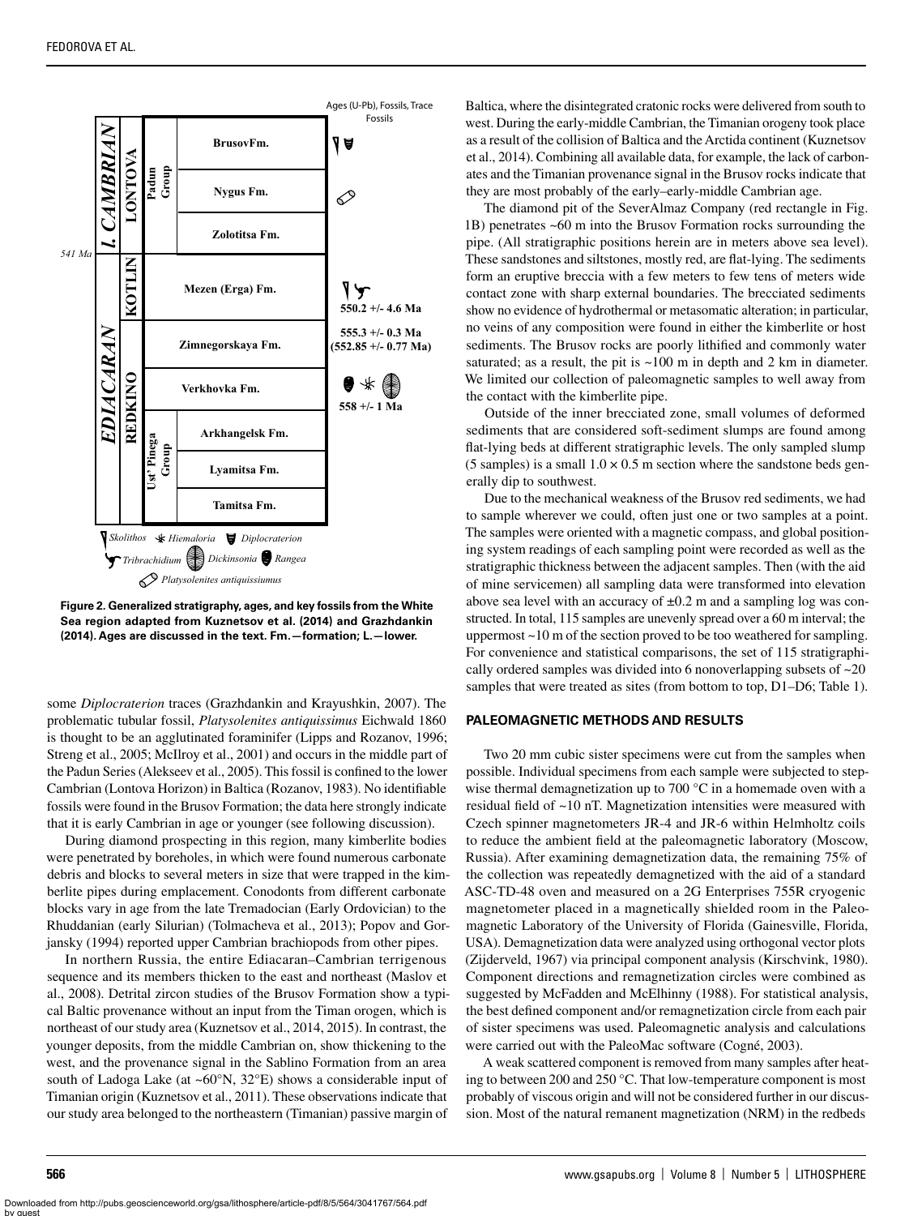Figure 2. Generalized stratigraphy, ages, and key fossils from the White Sea region adapted from Kuznetsov et al. (2014) and Grazhdankin (2014). Ages are discussed in the text. Fm.—formation; L.—lower.

some *Diplocraterion* traces (Grazhdankin and Krayushkin, 2007). The problematic tubular fossil, *Platysolenites antiquissimus* Eichwald 1860 is thought to be an agglutinated foraminifer (Lipps and Rozanov, 1996; Streng et al., 2005; McIlroy et al., 2001) and occurs in the middle part of the Padun Series (Alekseev et al., 2005). This fossil is confined to the lower Cambrian (Lontova Horizon) in Baltica (Rozanov, 1983). No identifiable fossils were found in the Brusov Formation; the data here strongly indicate that it is early Cambrian in age or younger (see following discussion).

During diamond prospecting in this region, many kimberlite bodies were penetrated by boreholes, in which were found numerous carbonate debris and blocks to several meters in size that were trapped in the kimberlite pipes during emplacement. Conodonts from different carbonate blocks vary in age from the late Tremadocian (Early Ordovician) to the Rhuddanian (early Silurian) (Tolmacheva et al., 2013); Popov and Gorjansky (1994) reported upper Cambrian brachiopods from other pipes.

In northern Russia, the entire Ediacaran–Cambrian terrigenous sequence and its members thicken to the east and northeast (Maslov et al., 2008). Detrital zircon studies of the Brusov Formation show a typical Baltic provenance without an input from the Timan orogen, which is northeast of our study area (Kuznetsov et al., 2014, 2015). In contrast, the younger deposits, from the middle Cambrian on, show thickening to the west, and the provenance signal in the Sablino Formation from an area south of Ladoga Lake (at ~60°N, 32°E) shows a considerable input of Timanian origin (Kuznetsov et al., 2011). These observations indicate that our study area belonged to the northeastern (Timanian) passive margin of Baltica, where the disintegrated cratonic rocks were delivered from south to west. During the early-middle Cambrian, the Timanian orogeny took place as a result of the collision of Baltica and the Arctida continent (Kuznetsov et al., 2014). Combining all available data, for example, the lack of carbonates and the Timanian provenance signal in the Brusov rocks indicate that they are most probably of the early–early-middle Cambrian age.

The diamond pit of the SeverAlmaz Company (red rectangle in Fig. 1B) penetrates ~60 m into the Brusov Formation rocks surrounding the pipe. (All stratigraphic positions herein are in meters above sea level). These sandstones and siltstones, mostly red, are flat-lying. The sediments form an eruptive breccia with a few meters to few tens of meters wide contact zone with sharp external boundaries. The brecciated sediments show no evidence of hydrothermal or metasomatic alteration; in particular, no veins of any composition were found in either the kimberlite or host sediments. The Brusov rocks are poorly lithified and commonly water saturated; as a result, the pit is ~100 m in depth and 2 km in diameter. We limited our collection of paleomagnetic samples to well away from the contact with the kimberlite pipe.

Outside of the inner brecciated zone, small volumes of deformed sediments that are considered soft-sediment slumps are found among flat-lying beds at different stratigraphic levels. The only sampled slump (5 samples) is a small 1.0 × 0.5 m section where the sandstone beds generally dip to southwest.

Due to the mechanical weakness of the Brusov red sediments, we had to sample wherever we could, often just one or two samples at a point. The samples were oriented with a magnetic compass, and global positioning system readings of each sampling point were recorded as well as the stratigraphic thickness between the adjacent samples. Then (with the aid of mine servicemen) all sampling data were transformed into elevation above sea level with an accuracy of ±0.2 m and a sampling log was constructed. In total, 115 samples are unevenly spread over a 60 m interval; the uppermost ~10 m of the section proved to be too weathered for sampling. For convenience and statistical comparisons, the set of 115 stratigraphically ordered samples was divided into 6 nonoverlapping subsets of ~20 samples that were treated as sites (from bottom to top, D1–D6; Table 1).

## PALEOMAGNETIC METHODS AND RESULTS

Two 20 mm cubic sister specimens were cut from the samples when possible. Individual specimens from each sample were subjected to stepwise thermal demagnetization up to 700 °C in a homemade oven with a residual field of ~10 nT. Magnetization intensities were measured with Czech spinner magnetometers JR-4 and JR-6 within Helmholtz coils to reduce the ambient field at the paleomagnetic laboratory (Moscow, Russia). After examining demagnetization data, the remaining 75% of the collection was repeatedly demagnetized with the aid of a standard ASC-TD-48 oven and measured on a 2G Enterprises 755R cryogenic magnetometer placed in a magnetically shielded room in the Paleomagnetic Laboratory of the University of Florida (Gainesville, Florida, USA). Demagnetization data were analyzed using orthogonal vector plots (Zijderveld, 1967) via principal component analysis (Kirschvink, 1980). Component directions and remagnetization circles were combined as suggested by McFadden and McElhinny (1988). For statistical analysis, the best defined component and/or remagnetization circle from each pair of sister specimens was used. Paleomagnetic analysis and calculations were carried out with the PaleoMac software (Cogné, 2003).

A weak scattered component is removed from many samples after heating to between 200 and 250 °C. That low-temperature component is most probably of viscous origin and will not be considered further in our discussion. Most of the natural remanent magnetization (NRM) in the redbeds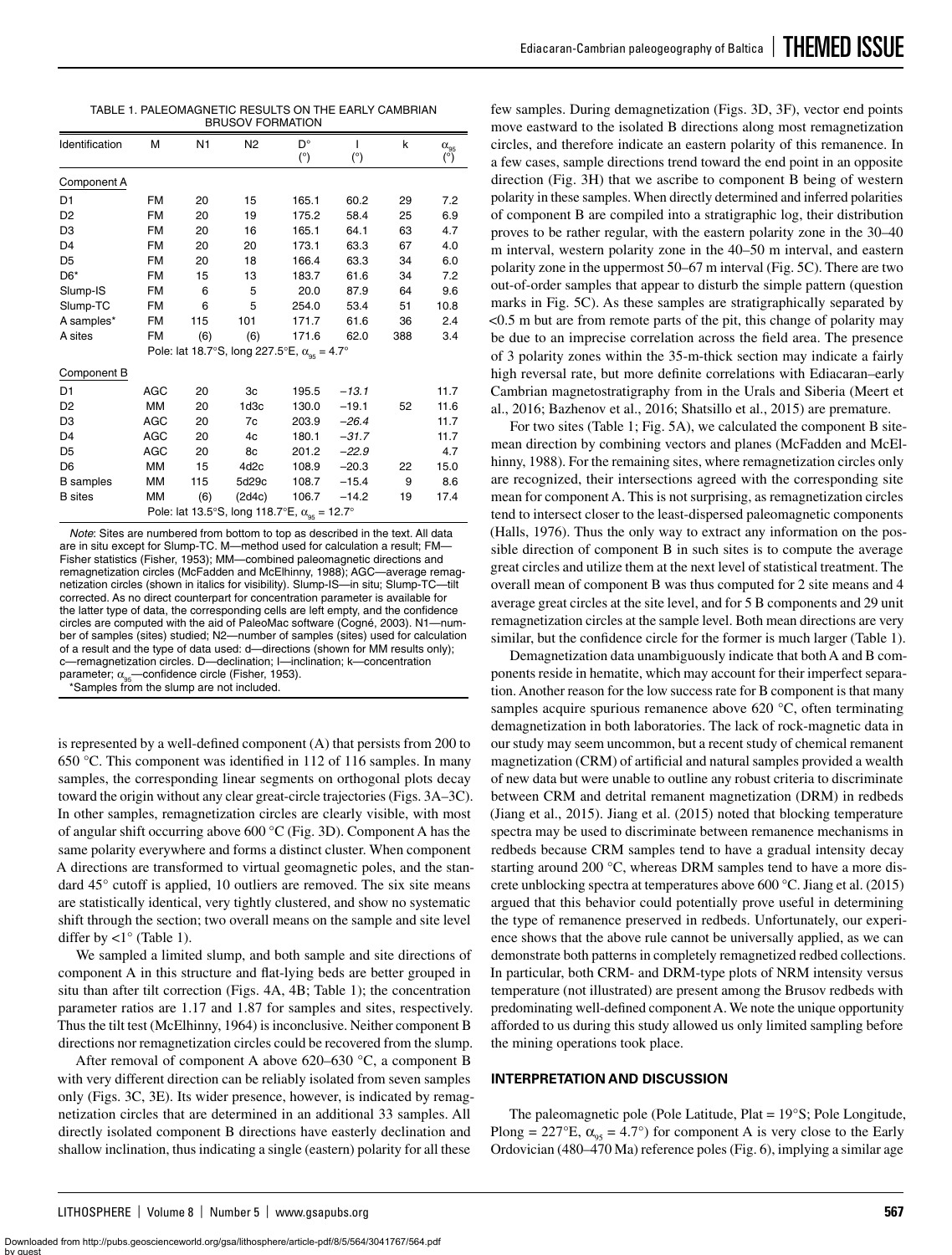TABLE 1. PALEOMAGNETIC RESULTS ON THE EARLY CAMBRIAN BRUSOV FORMATION

| Identification | M | N1 | N2 | D° (°) | I (°) | k | $\alpha_{95}$ (°) |
|---|---|---|---|---|---|---|---|
| Component A | | | | | | | |
| D1 | FM | 20 | 15 | 165.1 | 60.2 | 29 | 7.2 |
| D2 | FM | 20 | 19 | 175.2 | 58.4 | 25 | 6.9 |
| D3 | FM | 20 | 16 | 165.1 | 64.1 | 63 | 4.7 |
| D4 | FM | 20 | 20 | 173.1 | 63.3 | 67 | 4.0 |
| D5 | FM | 20 | 18 | 166.4 | 63.3 | 34 | 6.0 |
| D6* | FM | 15 | 13 | 183.7 | 61.6 | 34 | 7.2 |
| Slump-IS | FM | 6 | 5 | 20.0 | 87.9 | 64 | 9.6 |
| Slump-TC | FM | 6 | 5 | 254.0 | 53.4 | 51 | 10.8 |
| A samples* | FM | 115 | 101 | 171.7 | 61.6 | 36 | 2.4 |
| A sites | FM | (6) | (6) | 171.6 | 62.0 | 388 | 3.4 |
| Pole: lat 18.7°S, long 227.5°E, $\alpha_{95}$ = 4.7° | | | | | | | |
| Component B | | | | | | | |
| D1 | AGC | 20 | 3c | 195.5 | *−13.1* | | 11.7 |
| D2 | MM | 20 | 1d3c | 130.0 | −19.1 | 52 | 11.6 |
| D3 | AGC | 20 | 7c | 203.9 | *−26.4* | | 11.7 |
| D4 | AGC | 20 | 4c | 180.1 | *−31.7* | | 11.7 |
| D5 | AGC | 20 | 8c | 201.2 | *−22.9* | | 4.7 |
| D6 | MM | 15 | 4d2c | 108.9 | −20.3 | 22 | 15.0 |
| B samples | MM | 115 | 5d29c | 108.7 | −15.4 | 9 | 8.6 |
| B sites | MM | (6) | (2d4c) | 106.7 | −14.2 | 19 | 17.4 |
| Pole: lat 13.5°S, long 118.7°E, $\alpha_{95}$ = 12.7° | | | | | | | |

*Note*: Sites are numbered from bottom to top as described in the text. All data are in situ except for Slump-TC. M—method used for calculation a result; FM—Fisher statistics (Fisher, 1953); MM—combined paleomagnetic directions and remagnetization circles (McFadden and McElhinny, 1988); AGC—average remagnetization circles (shown in italics for visibility). Slump-IS—in situ; Slump-TC—tilt corrected. As no direct counterpart for concentration parameter is available for the latter type of data, the corresponding cells are left empty, and the confidence circles are computed with the aid of PaleoMac software (Cogné, 2003). N1—number of samples (sites) studied; N2—number of samples (sites) used for calculation of a result and the type of data used: d—directions (shown for MM results only); c—remagnetization circles. D—declination; I—inclination; k—concentration parameter; $\alpha_{95}$—confidence circle (Fisher, 1953).
*Samples from the slump are not included.

is represented by a well-defined component (A) that persists from 200 to 650 °C. This component was identified in 112 of 116 samples. In many samples, the corresponding linear segments on orthogonal plots decay toward the origin without any clear great-circle trajectories (Figs. 3A–3C). In other samples, remagnetization circles are clearly visible, with most of angular shift occurring above 600 °C (Fig. 3D). Component A has the same polarity everywhere and forms a distinct cluster. When component A directions are transformed to virtual geomagnetic poles, and the standard 45° cutoff is applied, 10 outliers are removed. The six site means are statistically identical, very tightly clustered, and show no systematic shift through the section; two overall means on the sample and site level differ by <1° (Table 1).

We sampled a limited slump, and both sample and site directions of component A in this structure and flat-lying beds are better grouped in situ than after tilt correction (Figs. 4A, 4B; Table 1); the concentration parameter ratios are 1.17 and 1.87 for samples and sites, respectively. Thus the tilt test (McElhinny, 1964) is inconclusive. Neither component B directions nor remagnetization circles could be recovered from the slump.

After removal of component A above 620–630 °C, a component B with very different direction can be reliably isolated from seven samples only (Figs. 3C, 3E). Its wider presence, however, is indicated by remagnetization circles that are determined in an additional 33 samples. All directly isolated component B directions have easterly declination and shallow inclination, thus indicating a single (eastern) polarity for all these few samples. During demagnetization (Figs. 3D, 3F), vector end points move eastward to the isolated B directions along most remagnetization circles, and therefore indicate an eastern polarity of this remanence. In a few cases, sample directions trend toward the end point in an opposite direction (Fig. 3H) that we ascribe to component B being of western polarity in these samples. When directly determined and inferred polarities of component B are compiled into a stratigraphic log, their distribution proves to be rather regular, with the eastern polarity zone in the 30–40 m interval, western polarity zone in the 40–50 m interval, and eastern polarity zone in the uppermost 50–67 m interval (Fig. 5C). There are two out-of-order samples that appear to disturb the simple pattern (question marks in Fig. 5C). As these samples are stratigraphically separated by <0.5 m but are from remote parts of the pit, this change of polarity may be due to an imprecise correlation across the field area. The presence of 3 polarity zones within the 35-m-thick section may indicate a fairly high reversal rate, but more definite correlations with Ediacaran–early Cambrian magnetostratigraphy from in the Urals and Siberia (Meert et al., 2016; Bazhenov et al., 2016; Shatsillo et al., 2015) are premature.

For two sites (Table 1; Fig. 5A), we calculated the component B site-mean direction by combining vectors and planes (McFadden and McElhinny, 1988). For the remaining sites, where remagnetization circles only are recognized, their intersections agreed with the corresponding site mean for component A. This is not surprising, as remagnetization circles tend to intersect closer to the least-dispersed paleomagnetic components (Halls, 1976). Thus the only way to extract any information on the possible direction of component B in such sites is to compute the average great circles and utilize them at the next level of statistical treatment. The overall mean of component B was thus computed for 2 site means and 4 average great circles at the site level, and for 5 B components and 29 unit remagnetization circles at the sample level. Both mean directions are very similar, but the confidence circle for the former is much larger (Table 1).

Demagnetization data unambiguously indicate that both A and B components reside in hematite, which may account for their imperfect separation. Another reason for the low success rate for B component is that many samples acquire spurious remanence above 620 °C, often terminating demagnetization in both laboratories. The lack of rock-magnetic data in our study may seem uncommon, but a recent study of chemical remanent magnetization (CRM) of artificial and natural samples provided a wealth of new data but were unable to outline any robust criteria to discriminate between CRM and detrital remanent magnetization (DRM) in redbeds (Jiang et al., 2015). Jiang et al. (2015) noted that blocking temperature spectra may be used to discriminate between remanence mechanisms in redbeds because CRM samples tend to have a gradual intensity decay starting around 200 °C, whereas DRM samples tend to have a more discrete unblocking spectra at temperatures above 600 °C. Jiang et al. (2015) argued that this behavior could potentially prove useful in determining the type of remanence preserved in redbeds. Unfortunately, our experience shows that the above rule cannot be universally applied, as we can demonstrate both patterns in completely remagnetized redbed collections. In particular, both CRM- and DRM-type plots of NRM intensity versus temperature (not illustrated) are present among the Brusov redbeds with predominating well-defined component A. We note the unique opportunity afforded to us during this study allowed us only limited sampling before the mining operations took place.

## INTERPRETATION AND DISCUSSION

The paleomagnetic pole (Pole Latitude, Plat = 19°S; Pole Longitude, Plong = 227°E, $\alpha_{95}$ = 4.7°) for component A is very close to the Early Ordovician (480–470 Ma) reference poles (Fig. 6), implying a similar age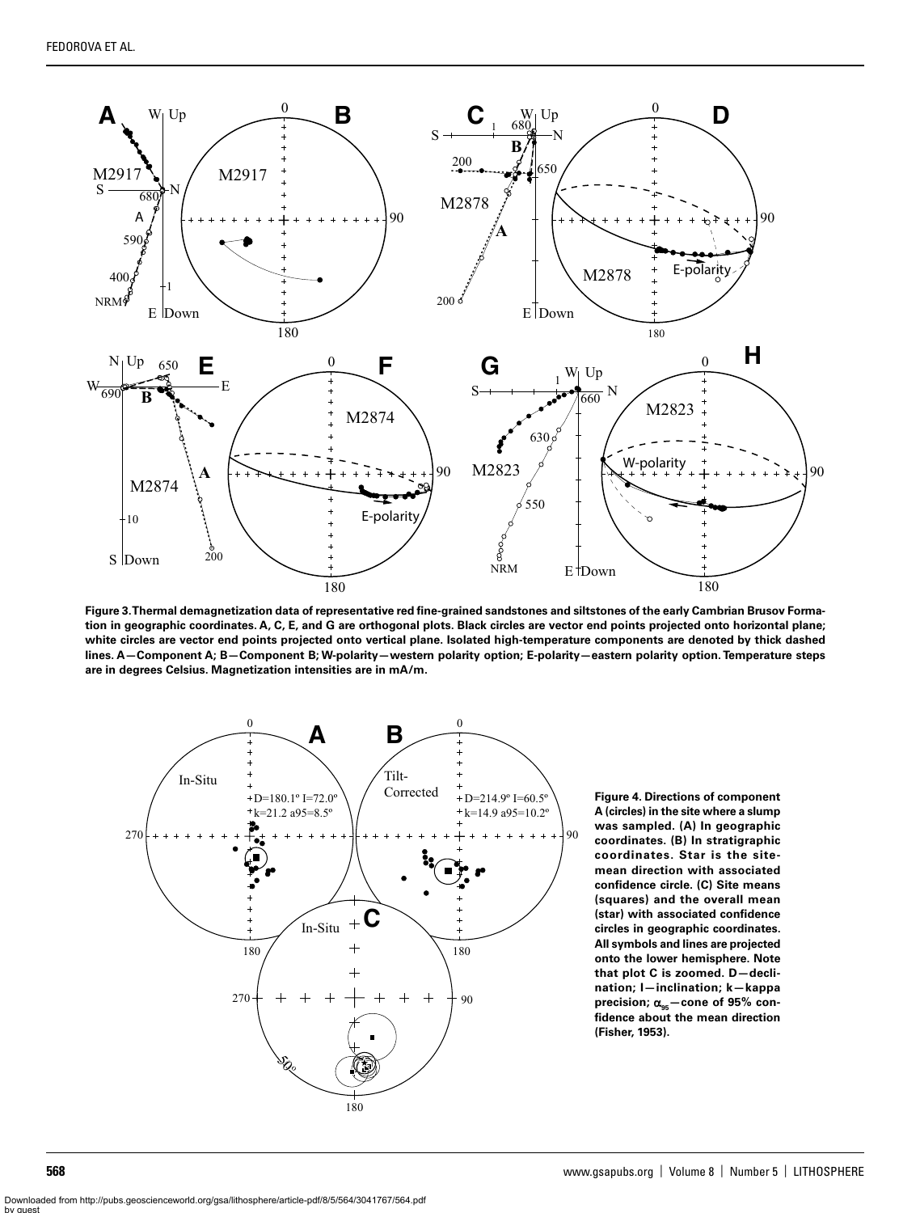**Figure 3. Thermal demagnetization data of representative red fine-grained sandstones and siltstones of the early Cambrian Brusov Formation in geographic coordinates. A, C, E, and G are orthogonal plots. Black circles are vector end points projected onto horizontal plane; white circles are vector end points projected onto vertical plane. Isolated high-temperature components are denoted by thick dashed lines. A—Component A; B—Component B; W-polarity—western polarity option; E-polarity—eastern polarity option. Temperature steps are in degrees Celsius. Magnetization intensities are in mA/m.**

**Figure 4. Directions of component A (circles) in the site where a slump was sampled. (A) In geographic coordinates. (B) In stratigraphic coordinates. Star is the site-mean direction with associated confidence circle. (C) Site means (squares) and the overall mean (star) with associated confidence circles in geographic coordinates. All symbols and lines are projected onto the lower hemisphere. Note that plot C is zoomed. D—declination; I—inclination; k—kappa precision; $\alpha_{95}$—cone of 95% confidence about the mean direction (Fisher, 1953).**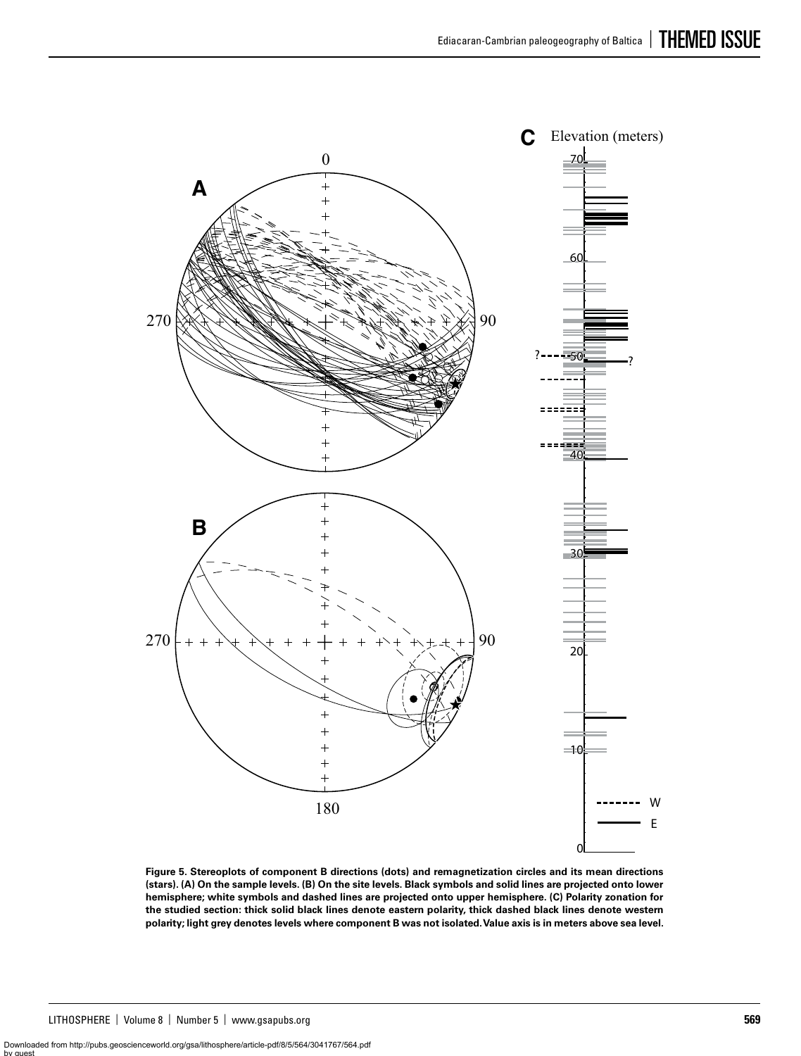Figure 5. Stereoplots of component B directions (dots) and remagnetization circles and its mean directions (stars). (A) On the sample levels. (B) On the site levels. Black symbols and solid lines are projected onto lower hemisphere; white symbols and dashed lines are projected onto upper hemisphere. (C) Polarity zonation for the studied section: thick solid black lines denote eastern polarity, thick dashed black lines denote western polarity; light grey denotes levels where component B was not isolated. Value axis is in meters above sea level.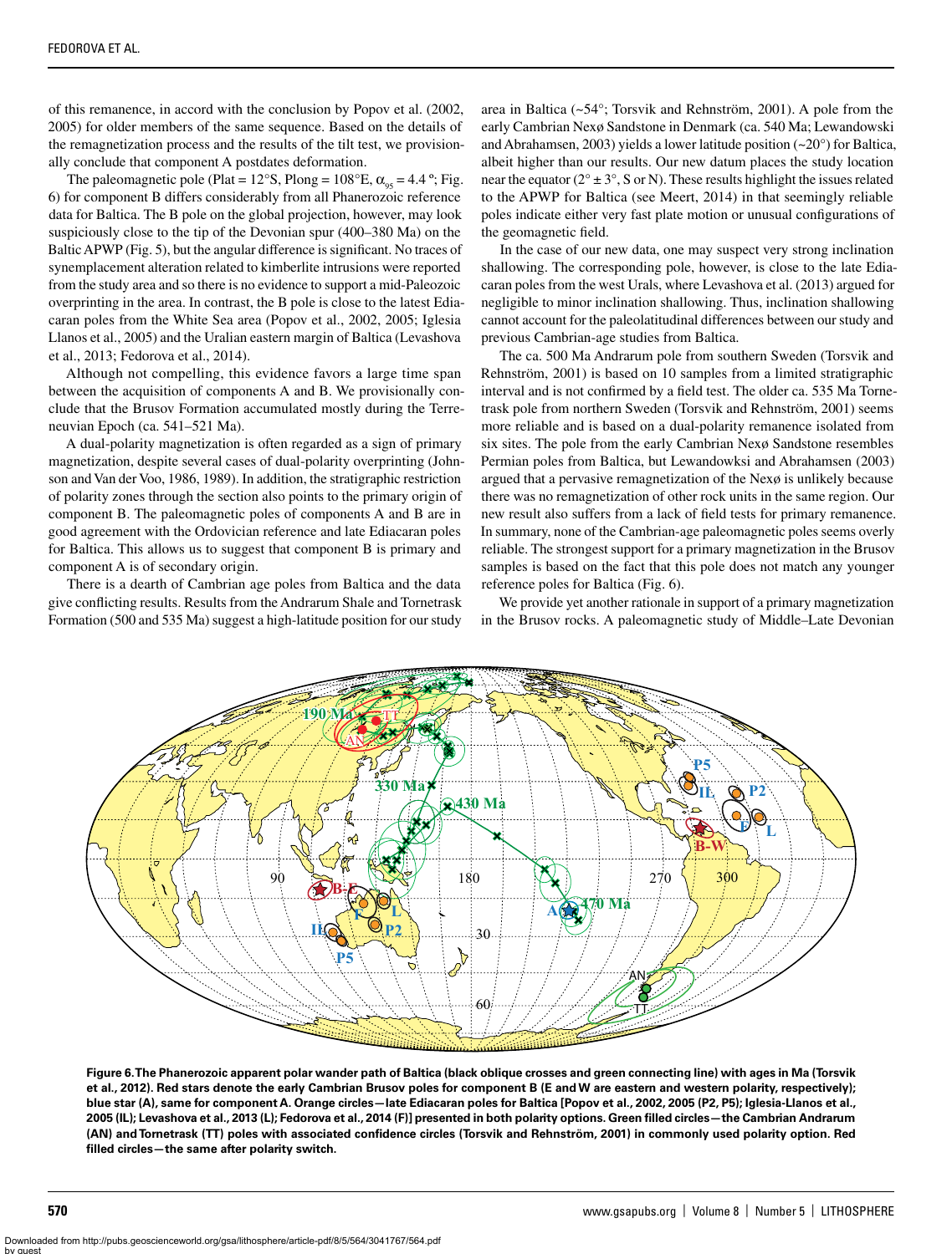of this remanence, in accord with the conclusion by Popov et al. (2002, 2005) for older members of the same sequence. Based on the details of the remagnetization process and the results of the tilt test, we provisionally conclude that component A postdates deformation.

The paleomagnetic pole (Plat = 12°S, Plong = 108°E, $\alpha_{95}$ = 4.4 °; Fig. 6) for component B differs considerably from all Phanerozoic reference data for Baltica. The B pole on the global projection, however, may look suspiciously close to the tip of the Devonian spur (400–380 Ma) on the Baltic APWP (Fig. 5), but the angular difference is significant. No traces of synemplacement alteration related to kimberlite intrusions were reported from the study area and so there is no evidence to support a mid-Paleozoic overprinting in the area. In contrast, the B pole is close to the latest Ediacaran poles from the White Sea area (Popov et al., 2002, 2005; Iglesia Llanos et al., 2005) and the Uralian eastern margin of Baltica (Levashova et al., 2013; Fedorova et al., 2014).

Although not compelling, this evidence favors a large time span between the acquisition of components A and B. We provisionally conclude that the Brusov Formation accumulated mostly during the Terreneuvian Epoch (ca. 541–521 Ma).

A dual-polarity magnetization is often regarded as a sign of primary magnetization, despite several cases of dual-polarity overprinting (Johnson and Van der Voo, 1986, 1989). In addition, the stratigraphic restriction of polarity zones through the section also points to the primary origin of component B. The paleomagnetic poles of components A and B are in good agreement with the Ordovician reference and late Ediacaran poles for Baltica. This allows us to suggest that component B is primary and component A is of secondary origin.

There is a dearth of Cambrian age poles from Baltica and the data give conflicting results. Results from the Andrarum Shale and Tornetrask Formation (500 and 535 Ma) suggest a high-latitude position for our study area in Baltica (~54°; Torsvik and Rehnström, 2001). A pole from the early Cambrian Nexø Sandstone in Denmark (ca. 540 Ma; Lewandowski and Abrahamsen, 2003) yields a lower latitude position (~20°) for Baltica, albeit higher than our results. Our new datum places the study location near the equator (2° ± 3°, S or N). These results highlight the issues related to the APWP for Baltica (see Meert, 2014) in that seemingly reliable poles indicate either very fast plate motion or unusual configurations of the geomagnetic field.

In the case of our new data, one may suspect very strong inclination shallowing. The corresponding pole, however, is close to the late Ediacaran poles from the west Urals, where Levashova et al. (2013) argued for negligible to minor inclination shallowing. Thus, inclination shallowing cannot account for the paleolatitudinal differences between our study and previous Cambrian-age studies from Baltica.

The ca. 500 Ma Andrarum pole from southern Sweden (Torsvik and Rehnström, 2001) is based on 10 samples from a limited stratigraphic interval and is not confirmed by a field test. The older ca. 535 Ma Tornetrask pole from northern Sweden (Torsvik and Rehnström, 2001) seems more reliable and is based on a dual-polarity remanence isolated from six sites. The pole from the early Cambrian Nexø Sandstone resembles Permian poles from Baltica, but Lewandowksi and Abrahamsen (2003) argued that a pervasive remagnetization of the Nexø is unlikely because there was no remagnetization of other rock units in the same region. Our new result also suffers from a lack of field tests for primary remanence. In summary, none of the Cambrian-age paleomagnetic poles seems overly reliable. The strongest support for a primary magnetization in the Brusov samples is based on the fact that this pole does not match any younger reference poles for Baltica (Fig. 6).

We provide yet another rationale in support of a primary magnetization in the Brusov rocks. A paleomagnetic study of Middle–Late Devonian

**Figure 6. The Phanerozoic apparent polar wander path of Baltica (black oblique crosses and green connecting line) with ages in Ma (Torsvik et al., 2012). Red stars denote the early Cambrian Brusov poles for component B (E and W are eastern and western polarity, respectively); blue star (A), same for component A. Orange circles—late Ediacaran poles for Baltica [Popov et al., 2002, 2005 (P2, P5); Iglesia-Llanos et al., 2005 (IL); Levashova et al., 2013 (L); Fedorova et al., 2014 (F)] presented in both polarity options. Green filled circles—the Cambrian Andrarum (AN) and Tornetrask (TT) poles with associated confidence circles (Torsvik and Rehnström, 2001) in commonly used polarity option. Red filled circles—the same after polarity switch.**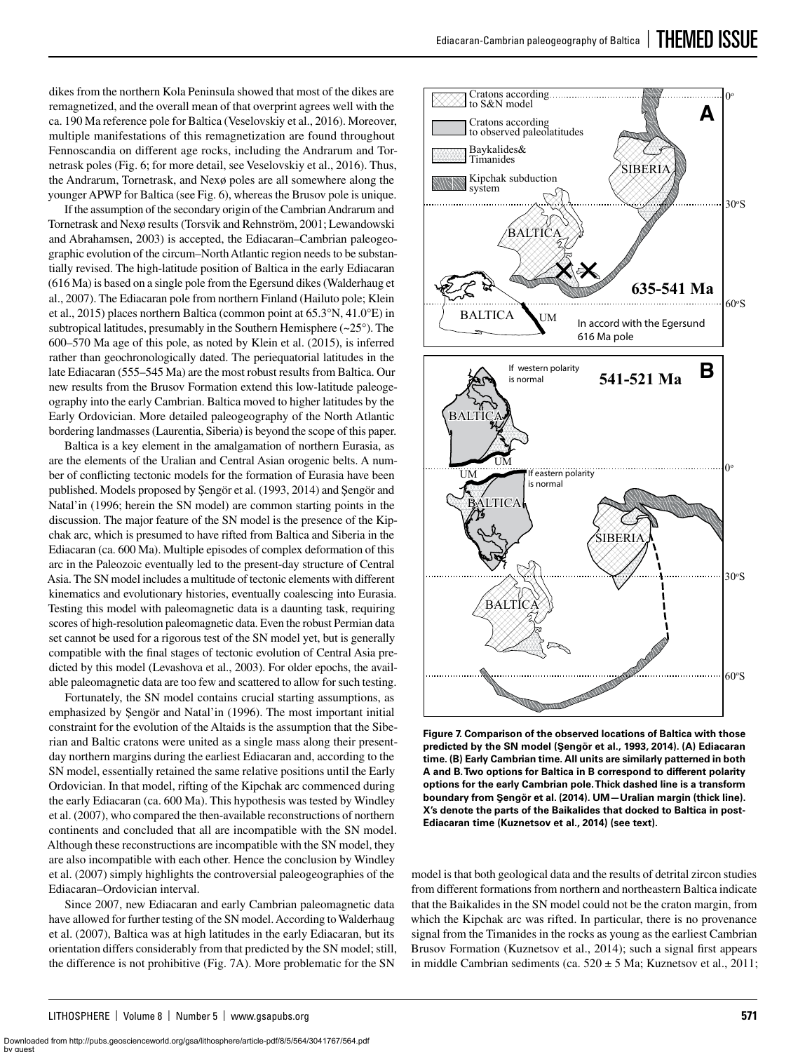dikes from the northern Kola Peninsula showed that most of the dikes are remagnetized, and the overall mean of that overprint agrees well with the ca. 190 Ma reference pole for Baltica (Veselovskiy et al., 2016). Moreover, multiple manifestations of this remagnetization are found throughout Fennoscandia on different age rocks, including the Andrarum and Tornetrask poles (Fig. 6; for more detail, see Veselovskiy et al., 2016). Thus, the Andrarum, Tornetrask, and Nexø poles are all somewhere along the younger APWP for Baltica (see Fig. 6), whereas the Brusov pole is unique.

If the assumption of the secondary origin of the Cambrian Andrarum and Tornetrask and Nexø results (Torsvik and Rehnström, 2001; Lewandowski and Abrahamsen, 2003) is accepted, the Ediacaran–Cambrian paleogeographic evolution of the circum–North Atlantic region needs to be substantially revised. The high-latitude position of Baltica in the early Ediacaran (616 Ma) is based on a single pole from the Egersund dikes (Walderhaug et al., 2007). The Ediacaran pole from northern Finland (Hailuto pole; Klein et al., 2015) places northern Baltica (common point at 65.3°N, 41.0°E) in subtropical latitudes, presumably in the Southern Hemisphere (~25°). The 600–570 Ma age of this pole, as noted by Klein et al. (2015), is inferred rather than geochronologically dated. The periequatorial latitudes in the late Ediacaran (555–545 Ma) are the most robust results from Baltica. Our new results from the Brusov Formation extend this low-latitude paleogeography into the early Cambrian. Baltica moved to higher latitudes by the Early Ordovician. More detailed paleogeography of the North Atlantic bordering landmasses (Laurentia, Siberia) is beyond the scope of this paper.

Baltica is a key element in the amalgamation of northern Eurasia, as are the elements of the Uralian and Central Asian orogenic belts. A number of conflicting tectonic models for the formation of Eurasia have been published. Models proposed by Şengör et al. (1993, 2014) and Şengör and Natal'in (1996; herein the SN model) are common starting points in the discussion. The major feature of the SN model is the presence of the Kipchak arc, which is presumed to have rifted from Baltica and Siberia in the Ediacaran (ca. 600 Ma). Multiple episodes of complex deformation of this arc in the Paleozoic eventually led to the present-day structure of Central Asia. The SN model includes a multitude of tectonic elements with different kinematics and evolutionary histories, eventually coalescing into Eurasia. Testing this model with paleomagnetic data is a daunting task, requiring scores of high-resolution paleomagnetic data. Even the robust Permian data set cannot be used for a rigorous test of the SN model yet, but is generally compatible with the final stages of tectonic evolution of Central Asia predicted by this model (Levashova et al., 2003). For older epochs, the available paleomagnetic data are too few and scattered to allow for such testing.

Fortunately, the SN model contains crucial starting assumptions, as emphasized by Şengör and Natal'in (1996). The most important initial constraint for the evolution of the Altaids is the assumption that the Siberian and Baltic cratons were united as a single mass along their present-day northern margins during the earliest Ediacaran and, according to the SN model, essentially retained the same relative positions until the Early Ordovician. In that model, rifting of the Kipchak arc commenced during the early Ediacaran (ca. 600 Ma). This hypothesis was tested by Windley et al. (2007), who compared the then-available reconstructions of northern continents and concluded that all are incompatible with the SN model. Although these reconstructions are incompatible with the SN model, they are also incompatible with each other. Hence the conclusion by Windley et al. (2007) simply highlights the controversial paleogeographies of the Ediacaran–Ordovician interval.

Since 2007, new Ediacaran and early Cambrian paleomagnetic data have allowed for further testing of the SN model. According to Walderhaug et al. (2007), Baltica was at high latitudes in the early Ediacaran, but its orientation differs considerably from that predicted by the SN model; still, the difference is not prohibitive (Fig. 7A). More problematic for the SN model is that both geological data and the results of detrital zircon studies from different formations from northern and northeastern Baltica indicate that the Baikalides in the SN model could not be the craton margin, from which the Kipchak arc was rifted. In particular, there is no provenance signal from the Timanides in the rocks as young as the earliest Cambrian Brusov Formation (Kuznetsov et al., 2014); such a signal first appears in middle Cambrian sediments (ca. 520 ± 5 Ma; Kuznetsov et al., 2011;

**Figure 7. Comparison of the observed locations of Baltica with those predicted by the SN model (Şengör et al., 1993, 2014). (A) Ediacaran time. (B) Early Cambrian time. All units are similarly patterned in both A and B. Two options for Baltica in B correspond to different polarity options for the early Cambrian pole. Thick dashed line is a transform boundary from Şengör et al. (2014). UM—Uralian margin (thick line). X's denote the parts of the Baikalides that docked to Baltica in post-Ediacaran time (Kuznetsov et al., 2014) (see text).**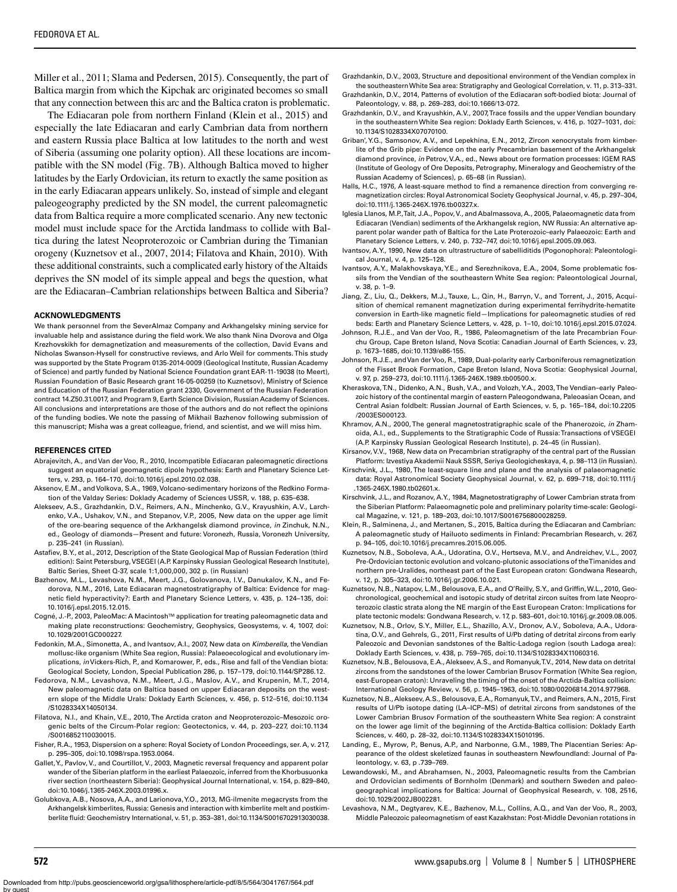Miller et al., 2011; Slama and Pedersen, 2015). Consequently, the part of Baltica margin from which the Kipchak arc originated becomes so small that any connection between this arc and the Baltica craton is problematic.

The Ediacaran pole from northern Finland (Klein et al., 2015) and especially the late Ediacaran and early Cambrian data from northern and eastern Russia place Baltica at low latitudes to the north and west of Siberia (assuming one polarity option). All these locations are incompatible with the SN model (Fig. 7B). Although Baltica moved to higher latitudes by the Early Ordovician, its return to exactly the same position as in the early Ediacaran appears unlikely. So, instead of simple and elegant paleogeography predicted by the SN model, the current paleomagnetic data from Baltica require a more complicated scenario. Any new tectonic model must include space for the Arctida landmass to collide with Baltica during the latest Neoproterozoic or Cambrian during the Timanian orogeny (Kuznetsov et al., 2007, 2014; Filatova and Khain, 2010). With these additional constraints, such a complicated early history of the Altaids deprives the SN model of its simple appeal and begs the question, what are the Ediacaran–Cambrian relationships between Baltica and Siberia?

## ACKNOWLEDGMENTS

We thank personnel from the SeverAlmaz Company and Arkhangelsky mining service for invaluable help and assistance during the field work. We also thank Nina Dvorova and Olga Krezhovskikh for demagnetization and measurements of the collection, David Evans and Nicholas Swanson-Hysell for constructive reviews, and Arlo Weil for comments. This study was supported by the State Program 0135-2014-0009 (Geological Institute, Russian Academy of Science) and partly funded by National Science Foundation grant EAR-11-19038 (to Meert), Russian Foundation of Basic Research grant 16-05-00259 (to Kuznetsov), Ministry of Science and Education of the Russian Federation grant 2330, Government of the Russian Federation contract 14.Z50.31.0017, and Program 9, Earth Science Division, Russian Academy of Sciences. All conclusions and interpretations are those of the authors and do not reflect the opinions of the funding bodies. We note the passing of Mikhail Bazhenov following submission of this manuscript; Misha was a great colleague, friend, and scientist, and we will miss him.

## REFERENCES CITED

Abrajevitch, A., and Van der Voo, R., 2010, Incompatible Ediacaran paleomagnetic directions suggest an equatorial geomagnetic dipole hypothesis: Earth and Planetary Science Letters, v. 293, p. 164–170, doi:10.1016/j.epsl.2010.02.038.

Aksenov, E.M., and Volkova, S.A., 1969, Volcano-sedimentary horizons of the Redkino Formation of the Valday Series: Doklady Academy of Sciences USSR, v. 188, p. 635–638.

Alekseev, A.S., Grazhdankin, D.V., Reimers, A.N., Minchenko, G.V., Krayushkin, A.V., Larchenko, V.A., Ushakov, V.N., and Stepanov, V.P., 2005, New data on the upper age limit of the ore-bearing sequence of the Arkhangelsk diamond province, *in* Zinchuk, N.N., ed., Geology of diamonds—Present and future: Voronezh, Russia, Voronezh University, p. 235–241 (in Russian).

Astafiev, B.Y., et al., 2012, Description of the State Geological Map of Russian Federation (third edition): Saint Petersburg, VSEGEI (A.P. Karpinsky Russian Geological Research Institute), Baltic Series, Sheet Q-37, scale 1:1,000,000, 302 p. (in Russian)

Bazhenov, M.L., Levashova, N.M., Meert, J.G., Golovanova, I.V., Danukalov, K.N., and Fedorova, N.M., 2016, Late Ediacaran magnetostratigraphy of Baltica: Evidence for magnetic field hyperactivity?: Earth and Planetary Science Letters, v. 435, p. 124–135, doi:10.1016/j.epsl.2015.12.015.

Cogné, J.-P., 2003, PaleoMac: A Macintosh™ application for treating paleomagnetic data and making plate reconstructions: Geochemistry, Geophysics, Geosystems, v. 4, 1007, doi:10.1029/2001GC000227.

Fedonkin, M.A., Simonetta, A., and Ivantsov, A.I., 2007, New data on *Kimberella*, the Vendian mollusc-like organism (White Sea region, Russia): Palaeoecological and evolutionary implications, *in* Vickers-Rich, P., and Komarower, P., eds., Rise and fall of the Vendian biota: Geological Society, London, Special Publication 286, p. 157–179, doi:10.1144/SP286.12.

Fedorova, N.M., Levashova, N.M., Meert, J.G., Maslov, A.V., and Krupenin, M.T., 2014, New paleomagnetic data on Baltica based on upper Ediacaran deposits on the western slope of the Middle Urals: Doklady Earth Sciences, v. 456, p. 512–516, doi:10.1134/S1028334X14050134.

Filatova, N.I., and Khain, V.E., 2010, The Arctida craton and Neoproterozoic–Mesozoic orogenic belts of the Circum-Polar region: Geotectonics, v. 44, p. 203–227, doi:10.1134/S0016852110030015.

Fisher, R.A., 1953, Dispersion on a sphere: Royal Society of London Proceedings, ser. A, v. 217, p. 295–305, doi:10.1098/rspa.1953.0064.

Gallet, Y., Pavlov, V., and Courtillot, V., 2003, Magnetic reversal frequency and apparent polar wander of the Siberian platform in the earliest Palaeozoic, inferred from the Khorbusuonka river section (northeastern Siberia): Geophysical Journal International, v. 154, p. 829–840, doi:10.1046/j.1365-246X.2003.01996.x.

Golubkova, A.B., Nosova, A.A., and Larionova, Y.O., 2013, MG-ilmenite megacrysts from the Arkhangelsk kimberlites, Russia: Genesis and interaction with kimberlite melt and postkimberlite fluid: Geochemistry International, v. 51, p. 353–381, doi:10.1134/S0016702913030038.

Grazhdankin, D.V., 2003, Structure and depositional environment of the Vendian complex in the southeastern White Sea area: Stratigraphy and Geological Correlation, v. 11, p. 313–331.

Grazhdankin, D.V., 2014, Patterns of evolution of the Ediacaran soft-bodied biota: Journal of Paleontology, v. 88, p. 269–283, doi:10.1666/13-072.

Grazhdankin, D.V., and Krayushkin, A.V., 2007, Trace fossils and the upper Vendian boundary in the southeastern White Sea region: Doklady Earth Sciences, v. 416, p. 1027–1031, doi:10.1134/S1028334X07070100.

Griban', Y.G., Samsonov, A.V., and Lepekhina, E.N., 2012, Zircon xenocrystals from kimberlite of the Grib pipe: Evidence on the early Precambrian basement of the Arkhangelsk diamond province, *in* Petrov, V.A., ed., News about ore formation processes: IGEM RAS (Institute of Geology of Ore Deposits, Petrography, Mineralogy and Geochemistry of the Russian Academy of Sciences), p. 65–68 (in Russian).

Halls, H.C., 1976, A least-square method to find a remanence direction from converging remagnetization circles: Royal Astronomical Society Geophysical Journal, v. 45, p. 297–304, doi:10.1111/j.1365-246X.1976.tb00327.x.

Iglesia Llanos, M.P., Tait, J.A., Popov, V., and Abalmassova, A., 2005, Palaeomagnetic data from Ediacaran (Vendian) sediments of the Arkhangelsk region, NW Russia: An alternative apparent polar wander path of Baltica for the Late Proterozoic–early Palaeozoic: Earth and Planetary Science Letters, v. 240, p. 732–747, doi:10.1016/j.epsl.2005.09.063.

Ivantsov, A.Y., 1990, New data on ultrastructure of sabelliditids (Pogonophora): Paleontological Journal, v. 4, p. 125–128.

Ivantsov, A.Y., Malakhovskaya, Y.E., and Serezhnikova, E.A., 2004, Some problematic fossils from the Vendian of the southeastern White Sea region: Paleontological Journal, v. 38, p. 1–9.

Jiang, Z., Liu, Q., Dekkers, M.J., Tauxe, L., Qin, H., Barryn, V., and Torrent, J., 2015, Acquisition of chemical remanent magnetization during experimental ferrihydrite-hematite conversion in Earth-like magnetic field—Implications for paleomagnetic studies of red beds: Earth and Planetary Science Letters, v. 428, p. 1–10, doi:10.1016/j.epsl.2015.07.024.

Johnson, R.J.E., and Van der Voo, R., 1986, Paleomagnetism of the late Precambrian Fourchu Group, Cape Breton Island, Nova Scotia: Canadian Journal of Earth Sciences, v. 23, p. 1673–1685, doi:10.1139/e86-155.

Johnson, R.J.E., and Van der Voo, R., 1989, Dual-polarity early Carboniferous remagnetization of the Fisset Brook Formation, Cape Breton Island, Nova Scotia: Geophysical Journal, v. 97, p. 259–273, doi:10.1111/j.1365-246X.1989.tb00500.x.

Kheraskova, T.N., Didenko, A.N., Bush, V.A., and Volozh, Y.A., 2003, The Vendian–early Paleozoic history of the continental margin of eastern Paleogondwana, Paleoasian Ocean, and Central Asian foldbelt: Russian Journal of Earth Sciences, v. 5, p. 165–184, doi:10.2205/2003ES000123.

Khramov, A.N., 2000, The general magnetostratigraphic scale of the Phanerozoic, *in* Zhamoida, A.I., ed., Supplements to the Stratigraphic Code of Russia: Transactions of VSEGEI (A.P. Karpinsky Russian Geological Research Institute), p. 24–45 (in Russian).

Kirsanov, V.V., 1968, New data on Precambrian stratigraphy of the central part of the Russian Platform: Izvestiya Akademii Nauk SSSR, Seriya Geologicheskaya, v. 4, p. 98–113 (in Russian).

Kirschvink, J.L., 1980, The least-square line and plane and the analysis of palaeomagnetic data: Royal Astronomical Society Geophysical Journal, v. 62, p. 699–718, doi:10.1111/j.1365-246X.1980.tb02601.x.

Kirschvink, J.L., and Rozanov, A.Y., 1984, Magnetostratigraphy of Lower Cambrian strata from the Siberian Platform: Palaeomagnetic pole and preliminary polarity time-scale: Geological Magazine, v. 121, p. 189–203, doi:10.1017/S0016756800028259.

Klein, R., Salminena, J., and Mertanen, S., 2015, Baltica during the Ediacaran and Cambrian: A paleomagnetic study of Hailuoto sediments in Finland: Precambrian Research, v. 267, p. 94–105, doi:10.1016/j.precamres.2015.06.005.

Kuznetsov, N.B., Soboleva, A.A., Udoratina, O.V., Hertseva, M.V., and Andreichev, V.L., 2007, Pre-Ordovician tectonic evolution and volcano-plutonic associations of the Timanides and northern pre-Uralides, northeast part of the East European craton: Gondwana Research, v. 12, p. 305–323, doi:10.1016/j.gr.2006.10.021.

Kuznetsov, N.B., Natapov, L.M., Belousova, E.A., and O'Reilly, S.Y., and Griffin, W.L., 2010, Geochronological, geochemical and isotopic study of detrital zircon suites from late Neoproterozoic clastic strata along the NE margin of the East European Craton: Implications for plate tectonic models: Gondwana Research, v. 17, p. 583–601, doi:10.1016/j.gr.2009.08.005.

Kuznetsov, N.B., Orlov, S.Y., Miller, E.L., Shazillo, A.V., Dronov, A.V., Soboleva, A.A., Udoratina, O.V., and Gehrels, G., 2011, First results of U/Pb dating of detrital zircons from early Paleozoic and Devonian sandstones of the Baltic-Ladoga region (south Ladoga area): Doklady Earth Sciences, v. 438, p. 759–765, doi:10.1134/S1028334X11060316.

Kuznetsov, N.B., Belousova, E.A., Alekseev, A.S., and Romanyuk, T.V., 2014, New data on detrital zircons from the sandstones of the lower Cambrian Brusov Formation (White Sea region, east-European craton): Unraveling the timing of the onset of the Arctida-Baltica collision: International Geology Review, v. 56, p. 1945–1963, doi:10.1080/00206814.2014.977968.

Kuznetsov, N.B., Alekseev, A.S., Belousova, E.A., Romanyuk, T.V., and Reimers, A.N., 2015, First results of U/Pb isotope dating (LA–ICP–MS) of detrital zircons from sandstones of the Lower Cambrian Brusov Formation of the southeastern White Sea region: A constraint on the lower age limit of the beginning of the Arctida-Baltica collision: Doklady Earth Sciences, v. 460, p. 28–32, doi:10.1134/S1028334X15010195.

Landing, E., Myrow, P., Benus, A.P., and Narbonne, G.M., 1989, The Placentian Series: Appearance of the oldest skeletized faunas in southeastern Newfoundland: Journal of Paleontology, v. 63, p .739–769.

Lewandowski, M., and Abrahamsen, N., 2003, Paleomagnetic results from the Cambrian and Ordovician sediments of Bornholm (Denmark) and southern Sweden and paleogeographical implications for Baltica: Journal of Geophysical Research, v. 108, 2516, doi:10.1029/2002JB002281.

Levashova, N.M., Degtyarev, K.E., Bazhenov, M.L., Collins, A.Q., and Van der Voo, R., 2003, Middle Paleozoic paleomagnetism of east Kazakhstan: Post-Middle Devonian rotations in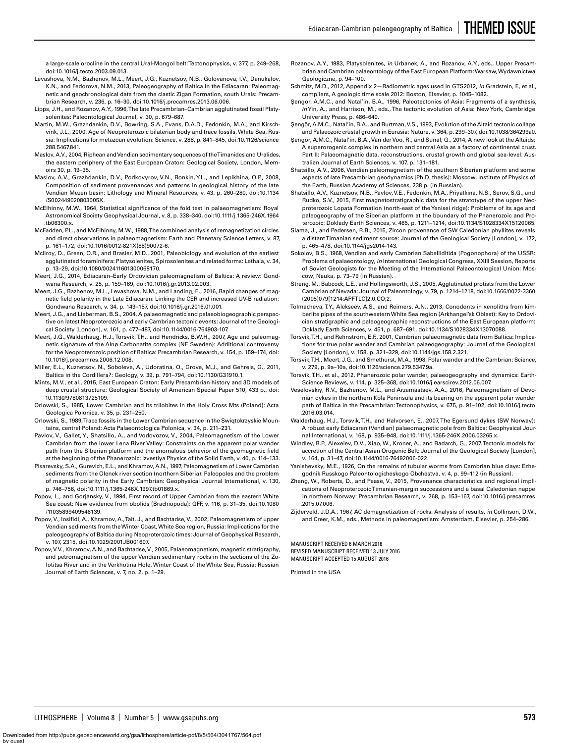a large-scale orocline in the central Ural-Mongol belt: Tectonophysics, v. 377, p. 249–268, doi:10.1016/j.tecto.2003.09.013.

Levashova, N.M., Bazhenov, M.L., Meert, J.G., Kuznetsov, N.B., Golovanova, I.V., Danukalov, K.N., and Fedorova, N.M., 2013, Paleogeography of Baltica in the Ediacaran: Paleomagnetic and geochronological data from the clastic Zigan Formation, south Urals: Precambrian Research, v. 236, p. 16–30, doi:10.1016/j.precamres.2013.06.006.

Lipps, J.H., and Rozanov, A.Y., 1996, The late Precambrian–Cambrian agglutinated fossil Platysolenites: Paleontological Journal, v. 30, p. 679–687.

Martin, M.W., Grazhdankin, D.V., Bowring, S.A., Evans, D.A.D., Fedonkin, M.A., and Kirschvink, J.L., 2000, Age of Neoproterozoic bilaterian body and trace fossils, White Sea, Russia: Implications for metazoan evolution: Science, v. 288, p. 841–845, doi:10.1126/science.288.5467.841.

Maslov, A.V., 2004, Riphean and Vendian sedimentary sequences of the Timanides and Uralides, the eastern periphery of the East European Craton: Geological Society, London, Memoirs 30, p. 19–35.

Maslov, A.V., Grazhdankin, D.V., Podkovyrov, V.N., Ronkin, Y.L., and Lepikhina, O.P., 2008, Composition of sediment provenances and patterns in geological history of the late Vendian Mezen basin: Lithology and Mineral Resources, v. 43, p. 260–280, doi:10.1134/S002449020803005X.

McElhinny, M.W., 1964, Statistical significance of the fold test in palaeomagnetism: Royal Astronomical Society Geophysical Journal, v. 8, p. 338–340, doi:10.1111/j.1365-246X.1964.tb06300.x.

McFadden, P.L., and McElhinny, M.W., 1988, The combined analysis of remagnetization circles and direct observations in palaeomagnetism: Earth and Planetary Science Letters, v. 87, p. 161–172, doi:10.1016/0012-821X(88)90072-6.

McIlroy, D., Green, O.R., and Brasier, M.D., 2001, Paleobiology and evolution of the earliest agglutinated foraminifera: Platysolenites, Spirosolenites and related forms: Lethaia, v. 34, p. 13–29, doi:10.1080/002411601300068170.

Meert, J.G., 2014, Ediacaran–Early Ordovician paleomagnetism of Baltica: A review: Gondwana Research, v. 25, p. 159–169, doi:10.1016/j.gr.2013.02.003.

Meert, J.G., Bazhenov, M.L., Levashova, N.M., and Landing, E., 2016, Rapid changes of magnetic field polarity in the Late Ediacaran: Linking the CER and increased UV-B radiation: Gondwana Research, v. 34, p. 149–157, doi:10.1016/j.gr.2016.01.001.

Meert, J.G., and Lieberman, B.S., 2004, A palaeomagnetic and palaeobiogeographic perspective on latest Neoproterozoic and early Cambrian tectonic events: Journal of the Geological Society [London], v. 161, p. 477–487, doi:10.1144/0016-764903-107.

Meert, J.G., Walderhaug, H.J., Torsvik, T.H., and Hendricks, B.W.H., 2007, Age and paleomagnetic signature of the Alnø Carbonatite complex (NE Sweden): Additional controversy for the Neoproterozoic position of Baltica: Precambrian Research, v. 154, p. 159–174, doi:10.1016/j.precamres.2006.12.008.

Miller, E.L., Kuznetsov, N., Soboleva, A., Udoratina, O., Grove, M.J., and Gehrels, G., 2011, Baltica in the Cordillera?: Geology, v. 39, p. 791–794, doi:10.1130/G31910.1.

Mints, M.V., et al., 2015, East European Craton: Early Precambrian history and 3D models of deep crustal structure: Geological Society of America Special Paper 510, 433 p., doi:10.1130/9780813725109.

Orlowski, S., 1985, Lower Cambrian and its trilobites in the Holy Cross Mts (Poland): Acta Geologica Polonica, v. 35, p. 231–250.

Orlowski, S., 1989, Trace fossils in the Lower Cambrian sequence in the Swiątokrzyskie Mountains, central Poland: Acta Palaeontologica Polonica, v. 34, p. 211–231.

Pavlov, V., Gallet, Y., Shatsillo, A., and Vodovozov, V., 2004, Paleomagnetism of the Lower Cambrian from the lower Lena River Valley: Constraints on the apparent polar wander path from the Siberian platform and the anomalous behavior of the geomagnetic field at the beginning of the Phanerozoic: Izvestiya Physics of the Solid Earth, v. 40, p. 114–133.

Pisarevsky, S.A., Gurevich, E.L., and Khramov, A.N., 1997, Paleomagnetism of Lower Cambrian sediments from the Olenek river section (northern Siberia): Paleopoles and the problem of magnetic polarity in the Early Cambrian: Geophysical Journal International, v. 130, p. 746–756, doi:10.1111/j.1365-246X.1997.tb01869.x.

Popov, L., and Gorjansky, V., 1994, First record of Upper Cambrian from the eastern White Sea coast: New evidence from obolids (Brachiopoda): GFF, v. 116, p. 31–35, doi:10.1080/11035899409546139.

Popov, V., Iosifidi, A., Khramov, A., Tait, J., and Bachtadse, V., 2002, Paleomagnetism of upper Vendian sediments from the Winter Coast, White Sea region, Russia: Implications for the paleogeography of Baltica during Neoproterozoic times: Journal of Geophysical Research, v. 107, 2315, doi:10.1029/2001JB001607.

Popov, V.V., Khramov, A.N., and Bachtadse, V., 2005, Palaeomagnetism, magnetic stratigraphy, and petromagnetism of the upper Vendian sedimentary rocks in the sections of the Zolotitsa River and in the Verkhotina Hole, Winter Coast of the White Sea, Russia: Russian Journal of Earth Sciences, v. 7, no. 2, p. 1–29.

Rozanov, A.Y., 1983, Platysolenites, *in* Urbanek, A., and Rozanov, A.Y., eds., Upper Precambrian and Cambrian palaeontology of the East European Platform: Warsaw, Wydawnictwa Geologiczne, p. 94–100.

Schmitz, M.D., 2012, Appendix 2—Radiometric ages used in GTS2012, *in* Gradstein, F., et al., compilers, A geologic time scale 2012: Boston, Elsevier, p. 1045–1082.

Şengör, A.M.C., and Natal'in, B.A., 1996, Paleotectonics of Asia: Fragments of a synthesis, *in* Yin, A., and Harrison, M., eds., The tectonic evolution of Asia: New York, Cambridge University Press, p. 486–640.

Şengör, A.M.C., Natal'in, B.A., and Burtman, V.S., 1993, Evolution of the Altaid tectonic collage and Palaeozoic crustal growth in Eurasia: Nature, v. 364, p. 299–307, doi:10.1038/364299a0.

Şengör, A.M.C., Natal'in, B.A., Van der Voo, R., and Sunal, G., 2014, A new look at the Altaids: A superorogenic complex in northern and central Asia as a factory of continental crust. Part II: Palaeomagnetic data, reconstructions, crustal growth and global sea-level: Australian Journal of Earth Sciences, v. 107, p. 131–181.

Shatsillo, A.V., 2006, Vendian paleomagnetism of the southern Siberian platform and some aspects of late Precambrian geodynamics [Ph.D. thesis]: Moscow, Institute of Physics of the Earth, Russian Academy of Sciences, 238 p. (in Russian).

Shatsillo, A.V., Kuznetsov, N.B., Pavlov, V.E., Fedonkin, M.A., Priyatkina, N.S., Serov, S.G., and Rudko, S.V., 2015, First magnetostratigraphic data for the stratotype of the upper Neoproterozoic Lopata Formation (north-east of the Yenisei ridge): Problems of its age and paleogeography of the Siberian platform at the boundary of the Phanerozoic and Proterozoic: Doklady Earth Sciences, v. 465, p. 1211–1214, doi:10.1134/S1028334X15120065.

Slama, J., and Pedersen, R.B., 2015, Zircon provenance of SW Caledonian phyllites reveals a distant Timanian sediment source: Journal of the Geological Society [London], v. 172, p. 465–478, doi:10.1144/jgs2014-143.

Sokolov, B.S., 1968, Vendian and early Cambrian Sabelliditida (Pogonophora) of the USSR: Problems of palaeontology, *in* International Geological Congress, XXIII Session, Reports of Soviet Geologists for the Meeting of the International Palaeontological Union: Moscow, Nauka, p. 73–79 (in Russian).

Streng, M., Babcock, L.E., and Hollingsworth, J.S., 2005, Agglutinated protists from the Lower Cambrian of Nevada: Journal of Paleontology, v. 79, p. 1214–1218, doi:10.1666/0022-3360(2005)079[1214:APFTLC]2.0.CO;2.

Tolmacheva, T.Y., Alekseev, A.S., and Reimers, A.N., 2013, Conodonts in xenoliths from kimberlite pipes of the southwestern White Sea region (Arkhangel'sk Oblast): Key to Ordovician stratigraphic and paleogeographic reconstructions of the East European platform: Doklady Earth Sciences, v. 451, p. 687–691, doi:10.1134/S1028334X13070088.

Torsvik, T.H., and Rehnström, E.F., 2001, Cambrian palaeomagnetic data from Baltica: Implications for true polar wander and Cambrian palaeogeography: Journal of the Geological Society [London], v. 158, p. 321–329, doi:10.1144/jgs.158.2.321.

Torsvik, T.H., Meert, J.G., and Smethurst, M.A., 1998, Polar wander and the Cambrian: Science, v. 279, p. 9a–10a, doi:10.1126/science.279.5347.9a.

Torsvik, T.H., et al., 2012, Phanerozoic polar wander, palaeogeography and dynamics: Earth-Science Reviews, v. 114, p. 325–368, doi:10.1016/j.earscirev.2012.06.007.

Veselovskiy, R.V., Bazhenov, M.L., and Arzamastsev, A.A., 2016, Paleomagnetism of Devonian dykes in the northern Kola Peninsula and its bearing on the apparent polar wander path of Baltica in the Precambrian: Tectonophysics, v. 675, p. 91–102, doi:10.1016/j.tecto.2016.03.014.

Walderhaug, H.J., Torsvik, T.H., and Halvorsen, E., 2007, The Egersund dykes (SW Norway): A robust early Ediacaran (Vendian) palaeomagnetic pole from Baltica: Geophysical Journal International, v. 168, p. 935–948, doi:10.1111/j.1365-246X.2006.03265.x.

Windley, B.F., Alexeiev, D.V., Xiao, W., Kroner, A., and Badarch, G., 2007, Tectonic models for accretion of the Central Asian Orogenic Belt: Journal of the Geological Society [London], v. 164, p. 31–47, doi:10.1144/0016-76492006-022.

Yanishevsky, M.E., 1926, On the remains of tubular worms from Cambrian blue clays: Ezhegodnik Russkogo Paleontologicheskogo Obchestva, v. 4, p. 99–112 (in Russian).

Zhang, W., Roberts, D., and Pease, V., 2015, Provenance characteristics and regional implications of Neoproterozoic Timanian-margin successions and a basal Caledonian nappe in northern Norway: Precambrian Research, v. 268, p. 153–167, doi:10.1016/j.precamres.2015.07.006.

Zijderveld, J.D.A., 1967, AC demagnetization of rocks: Analysis of results, *in* Collinson, D.W., and Creer, K.M., eds., Methods in paleomagnetism: Amsterdam, Elsevier, p. 254–286.

MANUSCRIPT RECEIVED 6 MARCH 2016
REVISED MANUSCRIPT RECEIVED 13 JULY 2016
MANUSCRIPT ACCEPTED 15 AUGUST 2016

Printed in the USA